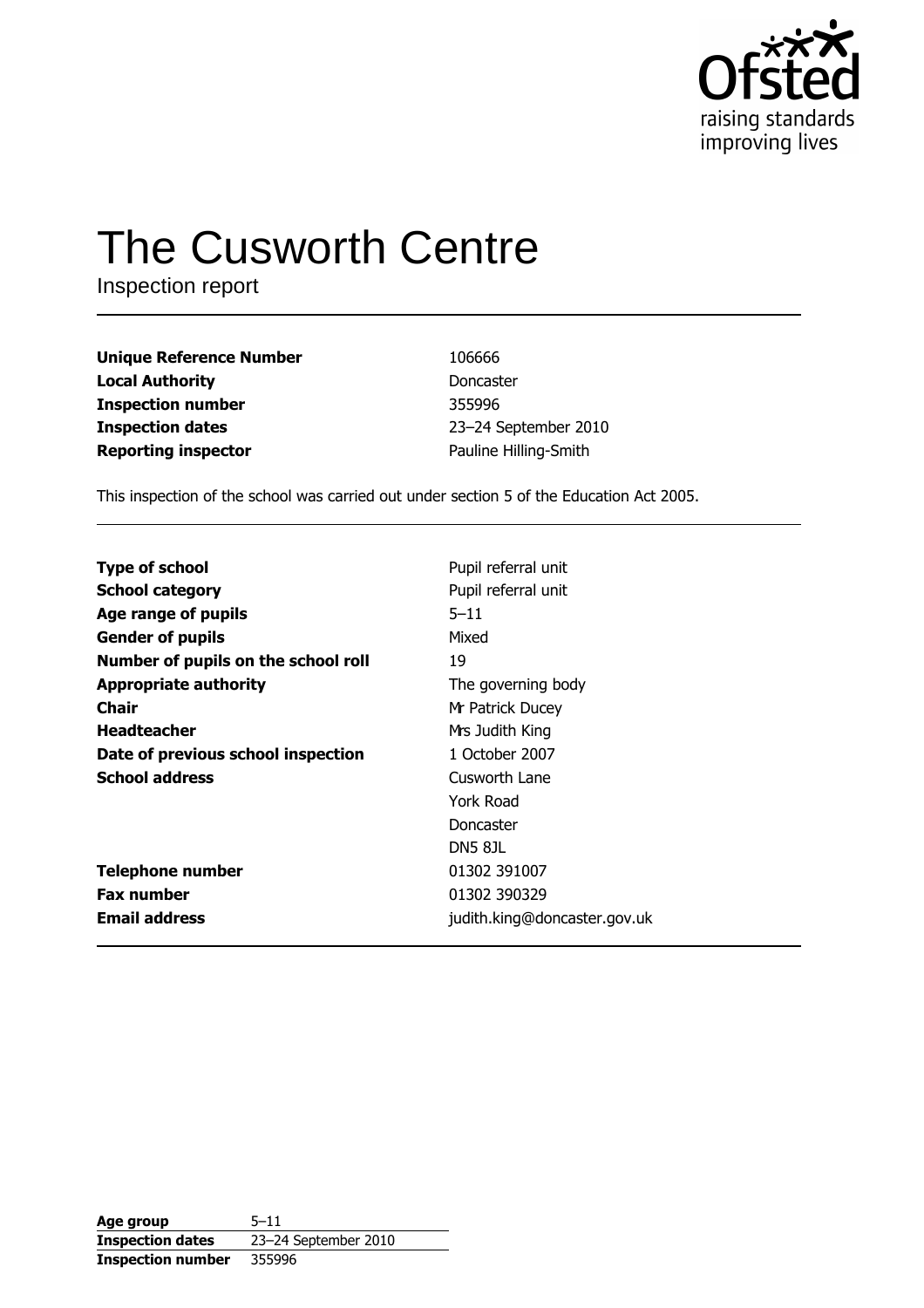Ofsted
raising standards
improving lives

# The Cusworth Centre

Inspection report

| | |
|---|---|
| **Unique Reference Number** | 106666 |
| **Local Authority** | Doncaster |
| **Inspection number** | 355996 |
| **Inspection dates** | 23–24 September 2010 |
| **Reporting inspector** | Pauline Hilling-Smith |

This inspection of the school was carried out under section 5 of the Education Act 2005.

| | |
|---|---|
| **Type of school** | Pupil referral unit |
| **School category** | Pupil referral unit |
| **Age range of pupils** | 5–11 |
| **Gender of pupils** | Mixed |
| **Number of pupils on the school roll** | 19 |
| **Appropriate authority** | The governing body |
| **Chair** | Mr Patrick Ducey |
| **Headteacher** | Mrs Judith King |
| **Date of previous school inspection** | 1 October 2007 |
| **School address** | Cusworth Lane<br>York Road<br>Doncaster<br>DN5 8JL |
| **Telephone number** | 01302 391007 |
| **Fax number** | 01302 390329 |
| **Email address** | judith.king@doncaster.gov.uk |

| | |
|---|---|
| **Age group** | 5–11 |
| **Inspection dates** | 23–24 September 2010 |
| **Inspection number** | 355996 |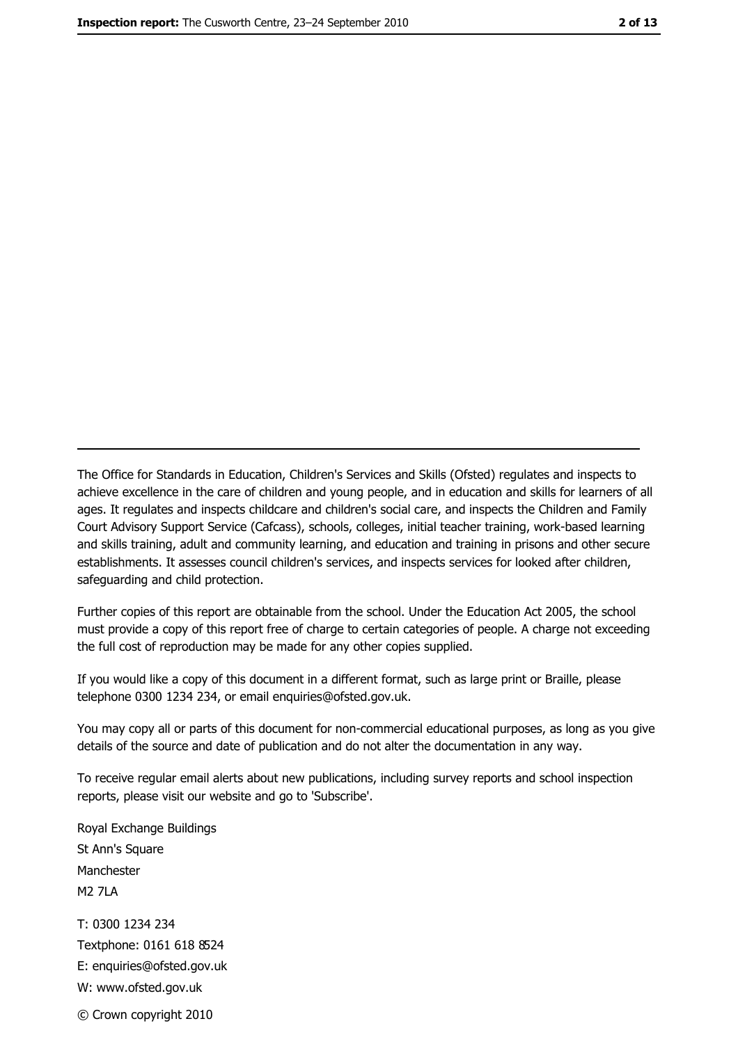---

The Office for Standards in Education, Children's Services and Skills (Ofsted) regulates and inspects to achieve excellence in the care of children and young people, and in education and skills for learners of all ages. It regulates and inspects childcare and children's social care, and inspects the Children and Family Court Advisory Support Service (Cafcass), schools, colleges, initial teacher training, work-based learning and skills training, adult and community learning, and education and training in prisons and other secure establishments. It assesses council children's services, and inspects services for looked after children, safeguarding and child protection.

Further copies of this report are obtainable from the school. Under the Education Act 2005, the school must provide a copy of this report free of charge to certain categories of people. A charge not exceeding the full cost of reproduction may be made for any other copies supplied.

If you would like a copy of this document in a different format, such as large print or Braille, please telephone 0300 1234 234, or email enquiries@ofsted.gov.uk.

You may copy all or parts of this document for non-commercial educational purposes, as long as you give details of the source and date of publication and do not alter the documentation in any way.

To receive regular email alerts about new publications, including survey reports and school inspection reports, please visit our website and go to 'Subscribe'.

Royal Exchange Buildings
St Ann's Square
Manchester
M2 7LA

T: 0300 1234 234
Textphone: 0161 618 8524
E: enquiries@ofsted.gov.uk
W: www.ofsted.gov.uk

© Crown copyright 2010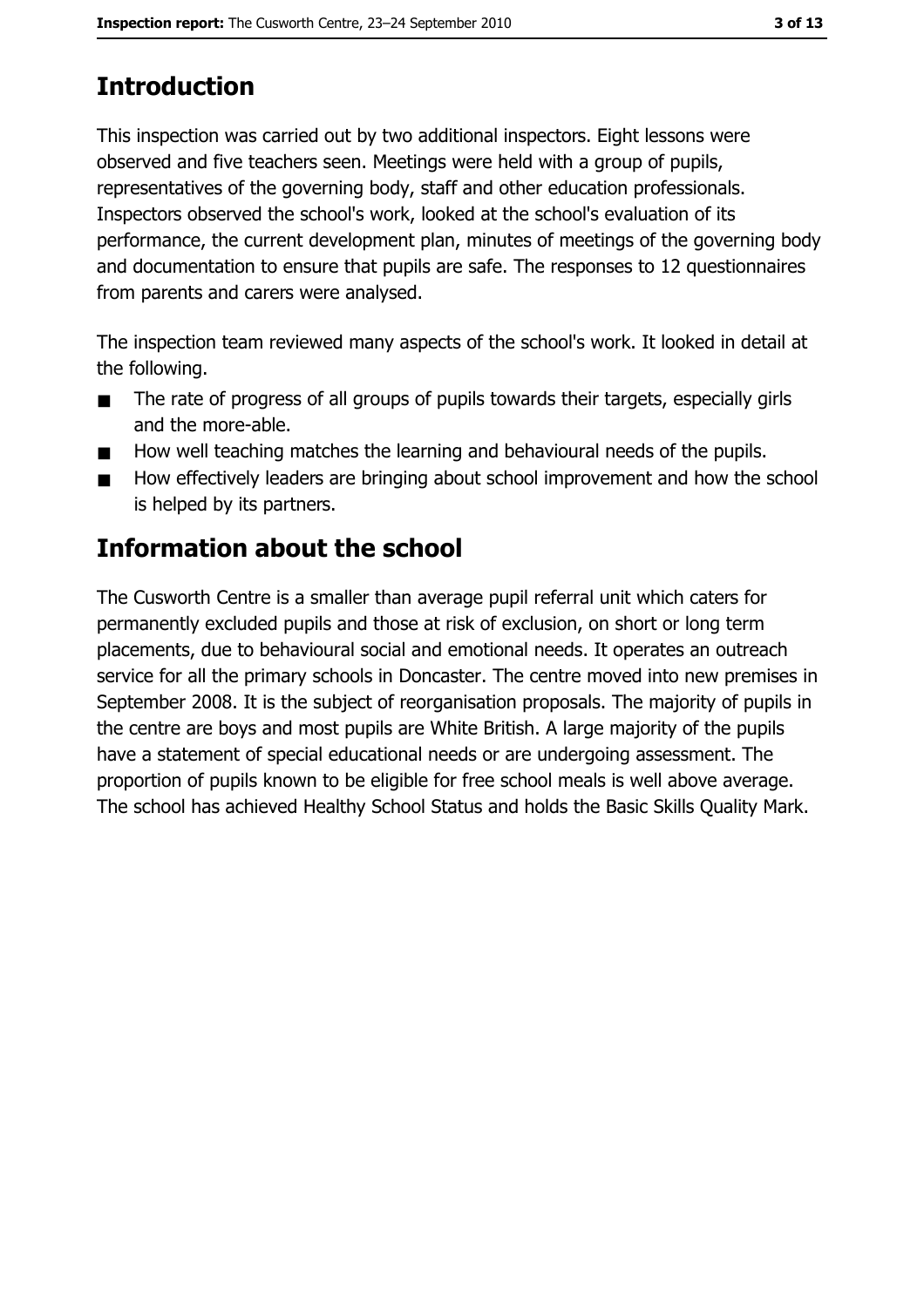## Introduction

This inspection was carried out by two additional inspectors. Eight lessons were observed and five teachers seen. Meetings were held with a group of pupils, representatives of the governing body, staff and other education professionals. Inspectors observed the school's work, looked at the school's evaluation of its performance, the current development plan, minutes of meetings of the governing body and documentation to ensure that pupils are safe. The responses to 12 questionnaires from parents and carers were analysed.

The inspection team reviewed many aspects of the school's work. It looked in detail at the following.

- The rate of progress of all groups of pupils towards their targets, especially girls and the more-able.
- How well teaching matches the learning and behavioural needs of the pupils.
- How effectively leaders are bringing about school improvement and how the school is helped by its partners.

## Information about the school

The Cusworth Centre is a smaller than average pupil referral unit which caters for permanently excluded pupils and those at risk of exclusion, on short or long term placements, due to behavioural social and emotional needs. It operates an outreach service for all the primary schools in Doncaster. The centre moved into new premises in September 2008. It is the subject of reorganisation proposals. The majority of pupils in the centre are boys and most pupils are White British. A large majority of the pupils have a statement of special educational needs or are undergoing assessment. The proportion of pupils known to be eligible for free school meals is well above average. The school has achieved Healthy School Status and holds the Basic Skills Quality Mark.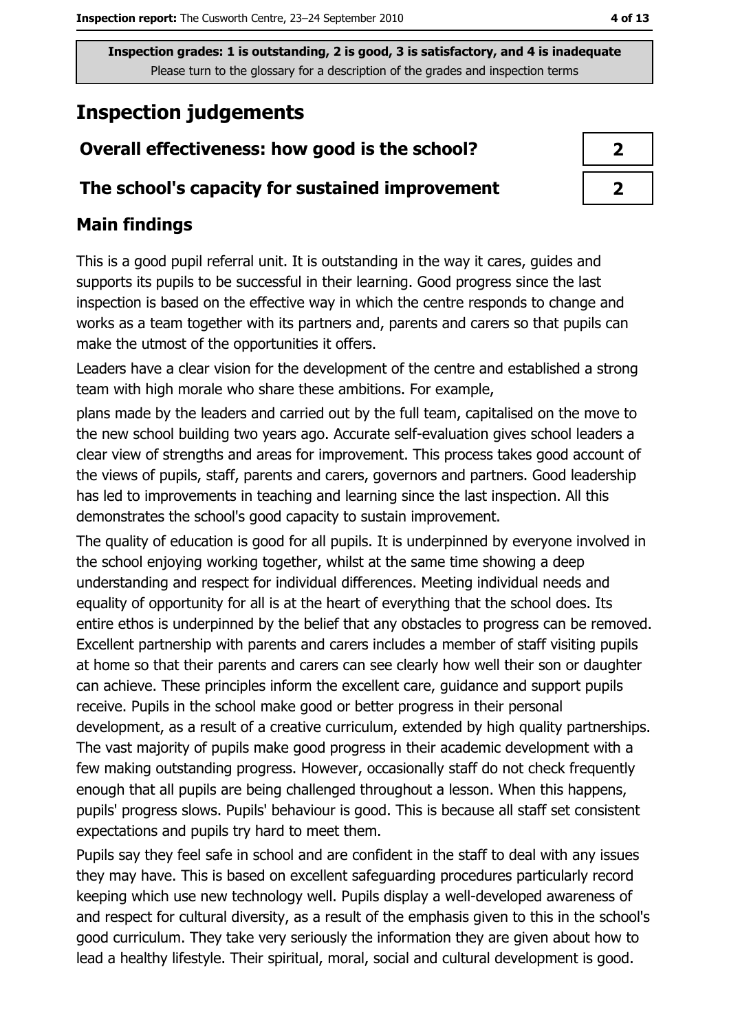Inspection grades: 1 is outstanding, 2 is good, 3 is satisfactory, and 4 is inadequate
Please turn to the glossary for a description of the grades and inspection terms

# Inspection judgements

| Overall effectiveness: how good is the school? | 2 |
| --- | --- |
| The school's capacity for sustained improvement | 2 |

## Main findings

This is a good pupil referral unit. It is outstanding in the way it cares, guides and supports its pupils to be successful in their learning. Good progress since the last inspection is based on the effective way in which the centre responds to change and works as a team together with its partners and, parents and carers so that pupils can make the utmost of the opportunities it offers.

Leaders have a clear vision for the development of the centre and established a strong team with high morale who share these ambitions. For example,

plans made by the leaders and carried out by the full team, capitalised on the move to the new school building two years ago. Accurate self-evaluation gives school leaders a clear view of strengths and areas for improvement. This process takes good account of the views of pupils, staff, parents and carers, governors and partners. Good leadership has led to improvements in teaching and learning since the last inspection. All this demonstrates the school's good capacity to sustain improvement.

The quality of education is good for all pupils. It is underpinned by everyone involved in the school enjoying working together, whilst at the same time showing a deep understanding and respect for individual differences. Meeting individual needs and equality of opportunity for all is at the heart of everything that the school does. Its entire ethos is underpinned by the belief that any obstacles to progress can be removed. Excellent partnership with parents and carers includes a member of staff visiting pupils at home so that their parents and carers can see clearly how well their son or daughter can achieve. These principles inform the excellent care, guidance and support pupils receive. Pupils in the school make good or better progress in their personal development, as a result of a creative curriculum, extended by high quality partnerships. The vast majority of pupils make good progress in their academic development with a few making outstanding progress. However, occasionally staff do not check frequently enough that all pupils are being challenged throughout a lesson. When this happens, pupils' progress slows. Pupils' behaviour is good. This is because all staff set consistent expectations and pupils try hard to meet them.

Pupils say they feel safe in school and are confident in the staff to deal with any issues they may have. This is based on excellent safeguarding procedures particularly record keeping which use new technology well. Pupils display a well-developed awareness of and respect for cultural diversity, as a result of the emphasis given to this in the school's good curriculum. They take very seriously the information they are given about how to lead a healthy lifestyle. Their spiritual, moral, social and cultural development is good.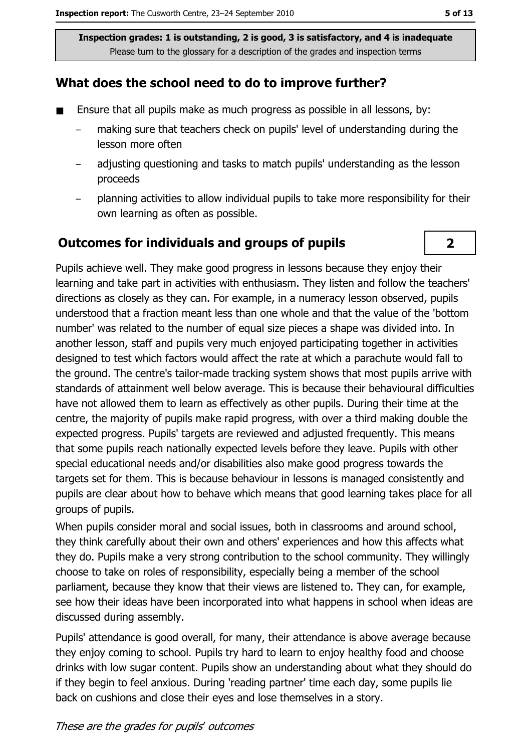Inspection grades: 1 is outstanding, 2 is good, 3 is satisfactory, and 4 is inadequate
Please turn to the glossary for a description of the grades and inspection terms

## What does the school need to do to improve further?

- Ensure that all pupils make as much progress as possible in all lessons, by:
  - making sure that teachers check on pupils' level of understanding during the lesson more often
  - adjusting questioning and tasks to match pupils' understanding as the lesson proceeds
  - planning activities to allow individual pupils to take more responsibility for their own learning as often as possible.

## Outcomes for individuals and groups of pupils — 2

Pupils achieve well. They make good progress in lessons because they enjoy their learning and take part in activities with enthusiasm. They listen and follow the teachers' directions as closely as they can. For example, in a numeracy lesson observed, pupils understood that a fraction meant less than one whole and that the value of the 'bottom number' was related to the number of equal size pieces a shape was divided into. In another lesson, staff and pupils very much enjoyed participating together in activities designed to test which factors would affect the rate at which a parachute would fall to the ground. The centre's tailor-made tracking system shows that most pupils arrive with standards of attainment well below average. This is because their behavioural difficulties have not allowed them to learn as effectively as other pupils. During their time at the centre, the majority of pupils make rapid progress, with over a third making double the expected progress. Pupils' targets are reviewed and adjusted frequently. This means that some pupils reach nationally expected levels before they leave. Pupils with other special educational needs and/or disabilities also make good progress towards the targets set for them. This is because behaviour in lessons is managed consistently and pupils are clear about how to behave which means that good learning takes place for all groups of pupils.

When pupils consider moral and social issues, both in classrooms and around school, they think carefully about their own and others' experiences and how this affects what they do. Pupils make a very strong contribution to the school community. They willingly choose to take on roles of responsibility, especially being a member of the school parliament, because they know that their views are listened to. They can, for example, see how their ideas have been incorporated into what happens in school when ideas are discussed during assembly.

Pupils' attendance is good overall, for many, their attendance is above average because they enjoy coming to school. Pupils try hard to learn to enjoy healthy food and choose drinks with low sugar content. Pupils show an understanding about what they should do if they begin to feel anxious. During 'reading partner' time each day, some pupils lie back on cushions and close their eyes and lose themselves in a story.

*These are the grades for pupils' outcomes*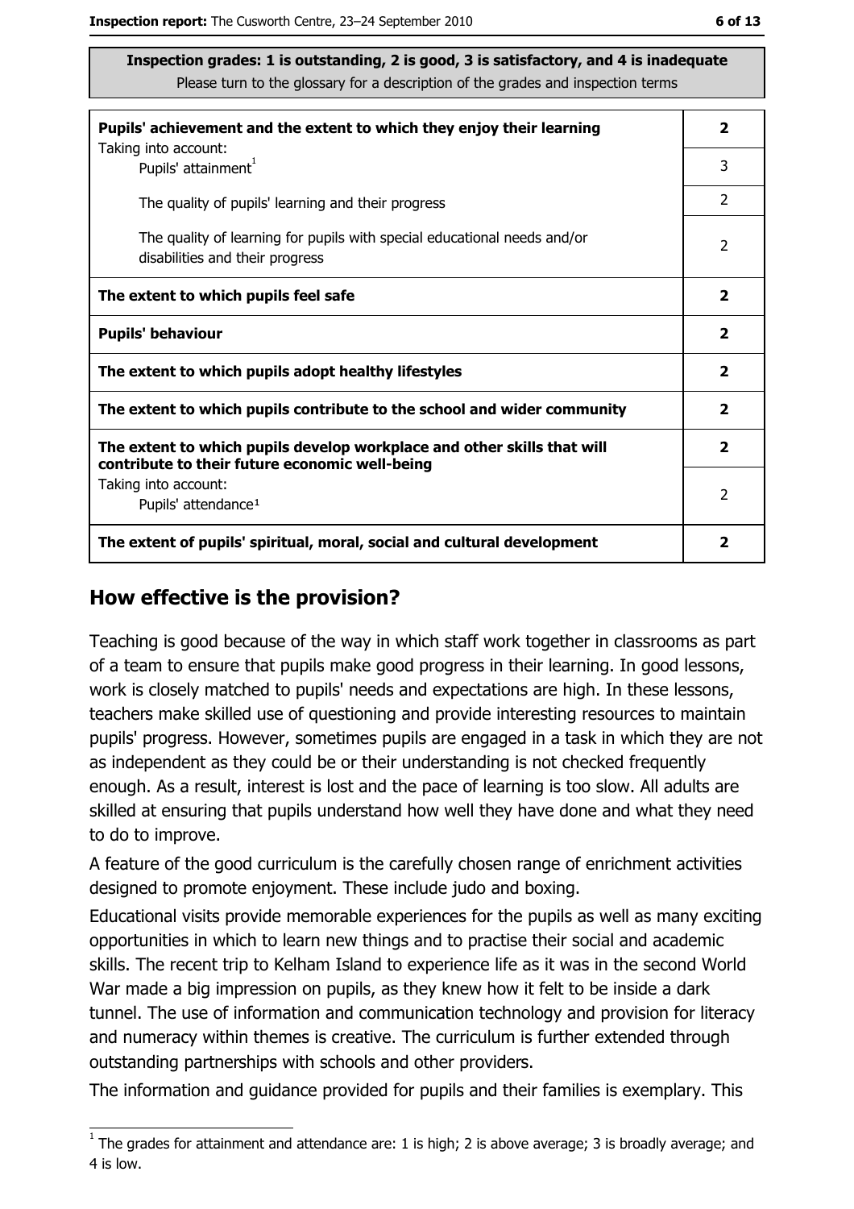**Inspection grades: 1 is outstanding, 2 is good, 3 is satisfactory, and 4 is inadequate**
Please turn to the glossary for a description of the grades and inspection terms

| | |
|---|---|
| **Pupils' achievement and the extent to which they enjoy their learning** | **2** |
| Taking into account: Pupils' attainment[1] | 3 |
| The quality of pupils' learning and their progress | 2 |
| The quality of learning for pupils with special educational needs and/or disabilities and their progress | 2 |
| **The extent to which pupils feel safe** | **2** |
| **Pupils' behaviour** | **2** |
| **The extent to which pupils adopt healthy lifestyles** | **2** |
| **The extent to which pupils contribute to the school and wider community** | **2** |
| **The extent to which pupils develop workplace and other skills that will contribute to their future economic well-being** | **2** |
| Taking into account: Pupils' attendance[1] | 2 |
| **The extent of pupils' spiritual, moral, social and cultural development** | **2** |

## How effective is the provision?

Teaching is good because of the way in which staff work together in classrooms as part of a team to ensure that pupils make good progress in their learning. In good lessons, work is closely matched to pupils' needs and expectations are high. In these lessons, teachers make skilled use of questioning and provide interesting resources to maintain pupils' progress. However, sometimes pupils are engaged in a task in which they are not as independent as they could be or their understanding is not checked frequently enough. As a result, interest is lost and the pace of learning is too slow. All adults are skilled at ensuring that pupils understand how well they have done and what they need to do to improve.

A feature of the good curriculum is the carefully chosen range of enrichment activities designed to promote enjoyment. These include judo and boxing.

Educational visits provide memorable experiences for the pupils as well as many exciting opportunities in which to learn new things and to practise their social and academic skills. The recent trip to Kelham Island to experience life as it was in the second World War made a big impression on pupils, as they knew how it felt to be inside a dark tunnel. The use of information and communication technology and provision for literacy and numeracy within themes is creative. The curriculum is further extended through outstanding partnerships with schools and other providers.

The information and guidance provided for pupils and their families is exemplary. This

[1] The grades for attainment and attendance are: 1 is high; 2 is above average; 3 is broadly average; and 4 is low.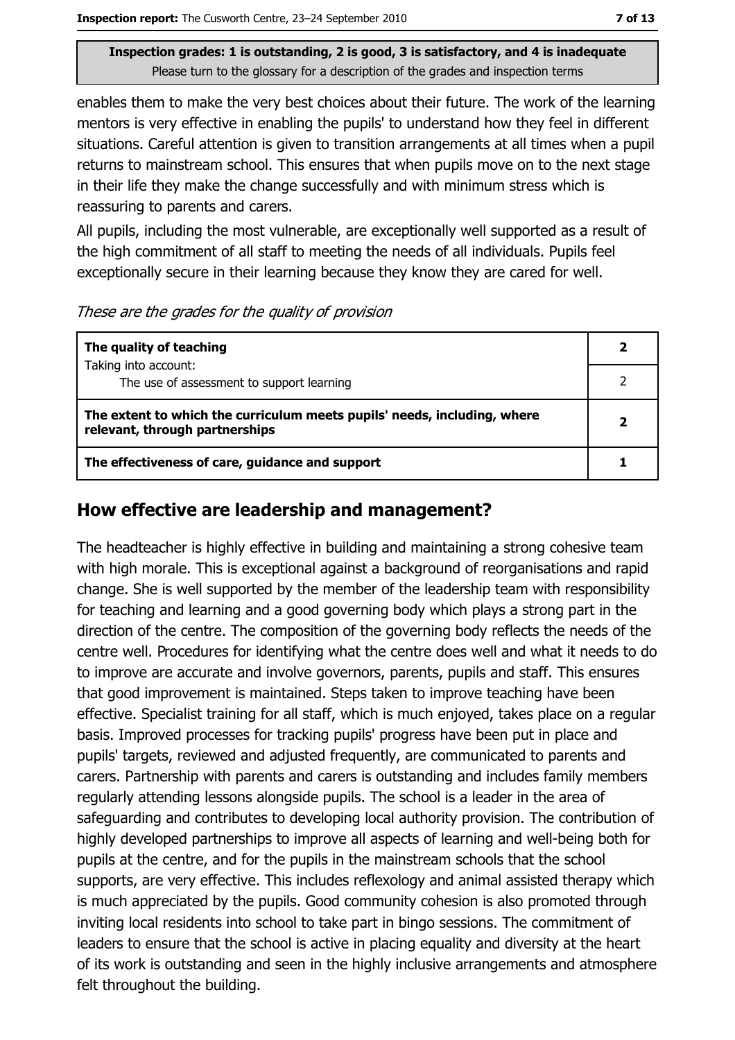enables them to make the very best choices about their future. The work of the learning mentors is very effective in enabling the pupils' to understand how they feel in different situations. Careful attention is given to transition arrangements at all times when a pupil returns to mainstream school. This ensures that when pupils move on to the next stage in their life they make the change successfully and with minimum stress which is reassuring to parents and carers.

All pupils, including the most vulnerable, are exceptionally well supported as a result of the high commitment of all staff to meeting the needs of all individuals. Pupils feel exceptionally secure in their learning because they know they are cared for well.

*These are the grades for the quality of provision*

| | |
|---|---|
| **The quality of teaching** | **2** |
| Taking into account: The use of assessment to support learning | 2 |
| **The extent to which the curriculum meets pupils' needs, including, where relevant, through partnerships** | **2** |
| **The effectiveness of care, guidance and support** | **1** |

## How effective are leadership and management?

The headteacher is highly effective in building and maintaining a strong cohesive team with high morale. This is exceptional against a background of reorganisations and rapid change. She is well supported by the member of the leadership team with responsibility for teaching and learning and a good governing body which plays a strong part in the direction of the centre. The composition of the governing body reflects the needs of the centre well. Procedures for identifying what the centre does well and what it needs to do to improve are accurate and involve governors, parents, pupils and staff. This ensures that good improvement is maintained. Steps taken to improve teaching have been effective. Specialist training for all staff, which is much enjoyed, takes place on a regular basis. Improved processes for tracking pupils' progress have been put in place and pupils' targets, reviewed and adjusted frequently, are communicated to parents and carers. Partnership with parents and carers is outstanding and includes family members regularly attending lessons alongside pupils. The school is a leader in the area of safeguarding and contributes to developing local authority provision. The contribution of highly developed partnerships to improve all aspects of learning and well-being both for pupils at the centre, and for the pupils in the mainstream schools that the school supports, are very effective. This includes reflexology and animal assisted therapy which is much appreciated by the pupils. Good community cohesion is also promoted through inviting local residents into school to take part in bingo sessions. The commitment of leaders to ensure that the school is active in placing equality and diversity at the heart of its work is outstanding and seen in the highly inclusive arrangements and atmosphere felt throughout the building.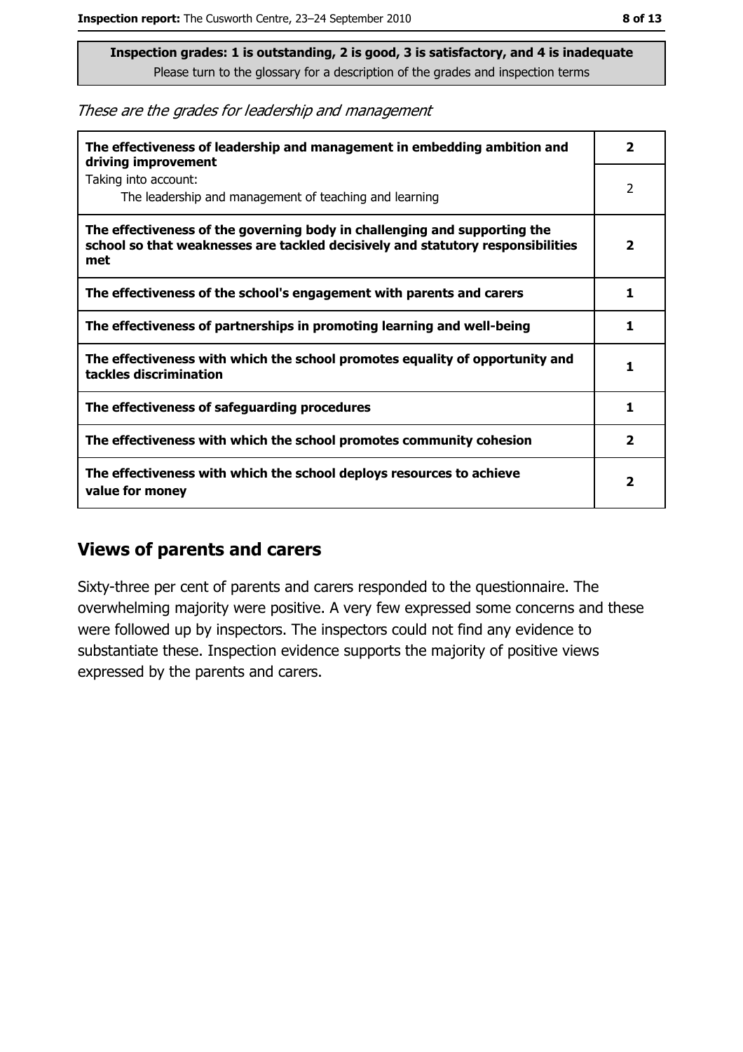**Inspection grades: 1 is outstanding, 2 is good, 3 is satisfactory, and 4 is inadequate**
Please turn to the glossary for a description of the grades and inspection terms

*These are the grades for leadership and management*

| | |
|---|---|
| **The effectiveness of leadership and management in embedding ambition and driving improvement** | **2** |
| Taking into account: The leadership and management of teaching and learning | 2 |
| **The effectiveness of the governing body in challenging and supporting the school so that weaknesses are tackled decisively and statutory responsibilities met** | **2** |
| **The effectiveness of the school's engagement with parents and carers** | **1** |
| **The effectiveness of partnerships in promoting learning and well-being** | **1** |
| **The effectiveness with which the school promotes equality of opportunity and tackles discrimination** | **1** |
| **The effectiveness of safeguarding procedures** | **1** |
| **The effectiveness with which the school promotes community cohesion** | **2** |
| **The effectiveness with which the school deploys resources to achieve value for money** | **2** |

## Views of parents and carers

Sixty-three per cent of parents and carers responded to the questionnaire. The overwhelming majority were positive. A very few expressed some concerns and these were followed up by inspectors. The inspectors could not find any evidence to substantiate these. Inspection evidence supports the majority of positive views expressed by the parents and carers.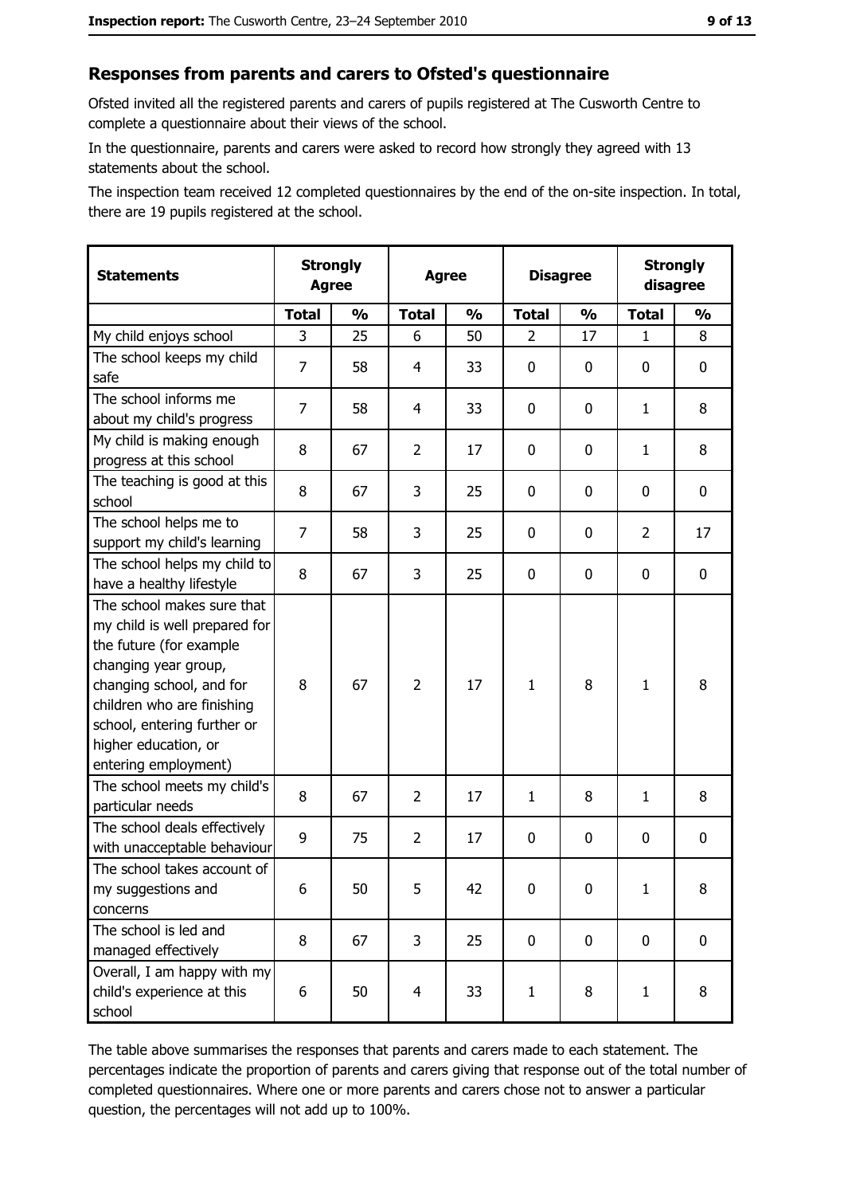## Responses from parents and carers to Ofsted's questionnaire

Ofsted invited all the registered parents and carers of pupils registered at The Cusworth Centre to complete a questionnaire about their views of the school.

In the questionnaire, parents and carers were asked to record how strongly they agreed with 13 statements about the school.

The inspection team received 12 completed questionnaires by the end of the on-site inspection. In total, there are 19 pupils registered at the school.

| Statements | Strongly Agree | | Agree | | Disagree | | Strongly disagree | |
|---|---|---|---|---|---|---|---|---|
| | Total | % | Total | % | Total | % | Total | % |
| My child enjoys school | 3 | 25 | 6 | 50 | 2 | 17 | 1 | 8 |
| The school keeps my child safe | 7 | 58 | 4 | 33 | 0 | 0 | 0 | 0 |
| The school informs me about my child's progress | 7 | 58 | 4 | 33 | 0 | 0 | 1 | 8 |
| My child is making enough progress at this school | 8 | 67 | 2 | 17 | 0 | 0 | 1 | 8 |
| The teaching is good at this school | 8 | 67 | 3 | 25 | 0 | 0 | 0 | 0 |
| The school helps me to support my child's learning | 7 | 58 | 3 | 25 | 0 | 0 | 2 | 17 |
| The school helps my child to have a healthy lifestyle | 8 | 67 | 3 | 25 | 0 | 0 | 0 | 0 |
| The school makes sure that my child is well prepared for the future (for example changing year group, changing school, and for children who are finishing school, entering further or higher education, or entering employment) | 8 | 67 | 2 | 17 | 1 | 8 | 1 | 8 |
| The school meets my child's particular needs | 8 | 67 | 2 | 17 | 1 | 8 | 1 | 8 |
| The school deals effectively with unacceptable behaviour | 9 | 75 | 2 | 17 | 0 | 0 | 0 | 0 |
| The school takes account of my suggestions and concerns | 6 | 50 | 5 | 42 | 0 | 0 | 1 | 8 |
| The school is led and managed effectively | 8 | 67 | 3 | 25 | 0 | 0 | 0 | 0 |
| Overall, I am happy with my child's experience at this school | 6 | 50 | 4 | 33 | 1 | 8 | 1 | 8 |

The table above summarises the responses that parents and carers made to each statement. The percentages indicate the proportion of parents and carers giving that response out of the total number of completed questionnaires. Where one or more parents and carers chose not to answer a particular question, the percentages will not add up to 100%.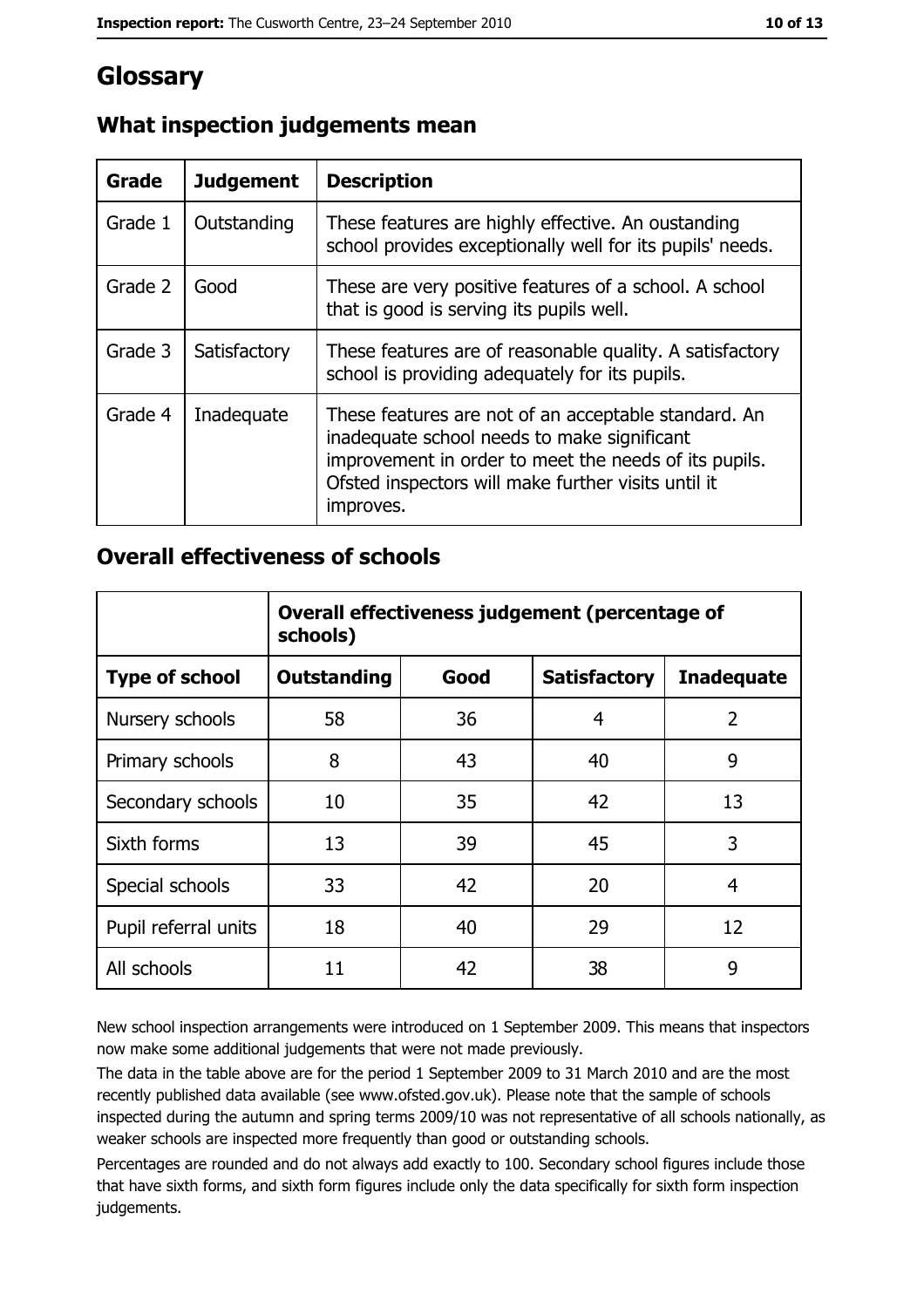# Glossary

## What inspection judgements mean

| Grade | Judgement | Description |
|---|---|---|
| Grade 1 | Outstanding | These features are highly effective. An oustanding school provides exceptionally well for its pupils' needs. |
| Grade 2 | Good | These are very positive features of a school. A school that is good is serving its pupils well. |
| Grade 3 | Satisfactory | These features are of reasonable quality. A satisfactory school is providing adequately for its pupils. |
| Grade 4 | Inadequate | These features are not of an acceptable standard. An inadequate school needs to make significant improvement in order to meet the needs of its pupils. Ofsted inspectors will make further visits until it improves. |

## Overall effectiveness of schools

| | Overall effectiveness judgement (percentage of schools) | | | |
|---|---|---|---|---|
| **Type of school** | **Outstanding** | **Good** | **Satisfactory** | **Inadequate** |
| Nursery schools | 58 | 36 | 4 | 2 |
| Primary schools | 8 | 43 | 40 | 9 |
| Secondary schools | 10 | 35 | 42 | 13 |
| Sixth forms | 13 | 39 | 45 | 3 |
| Special schools | 33 | 42 | 20 | 4 |
| Pupil referral units | 18 | 40 | 29 | 12 |
| All schools | 11 | 42 | 38 | 9 |

New school inspection arrangements were introduced on 1 September 2009. This means that inspectors now make some additional judgements that were not made previously.

The data in the table above are for the period 1 September 2009 to 31 March 2010 and are the most recently published data available (see www.ofsted.gov.uk). Please note that the sample of schools inspected during the autumn and spring terms 2009/10 was not representative of all schools nationally, as weaker schools are inspected more frequently than good or outstanding schools.

Percentages are rounded and do not always add exactly to 100. Secondary school figures include those that have sixth forms, and sixth form figures include only the data specifically for sixth form inspection judgements.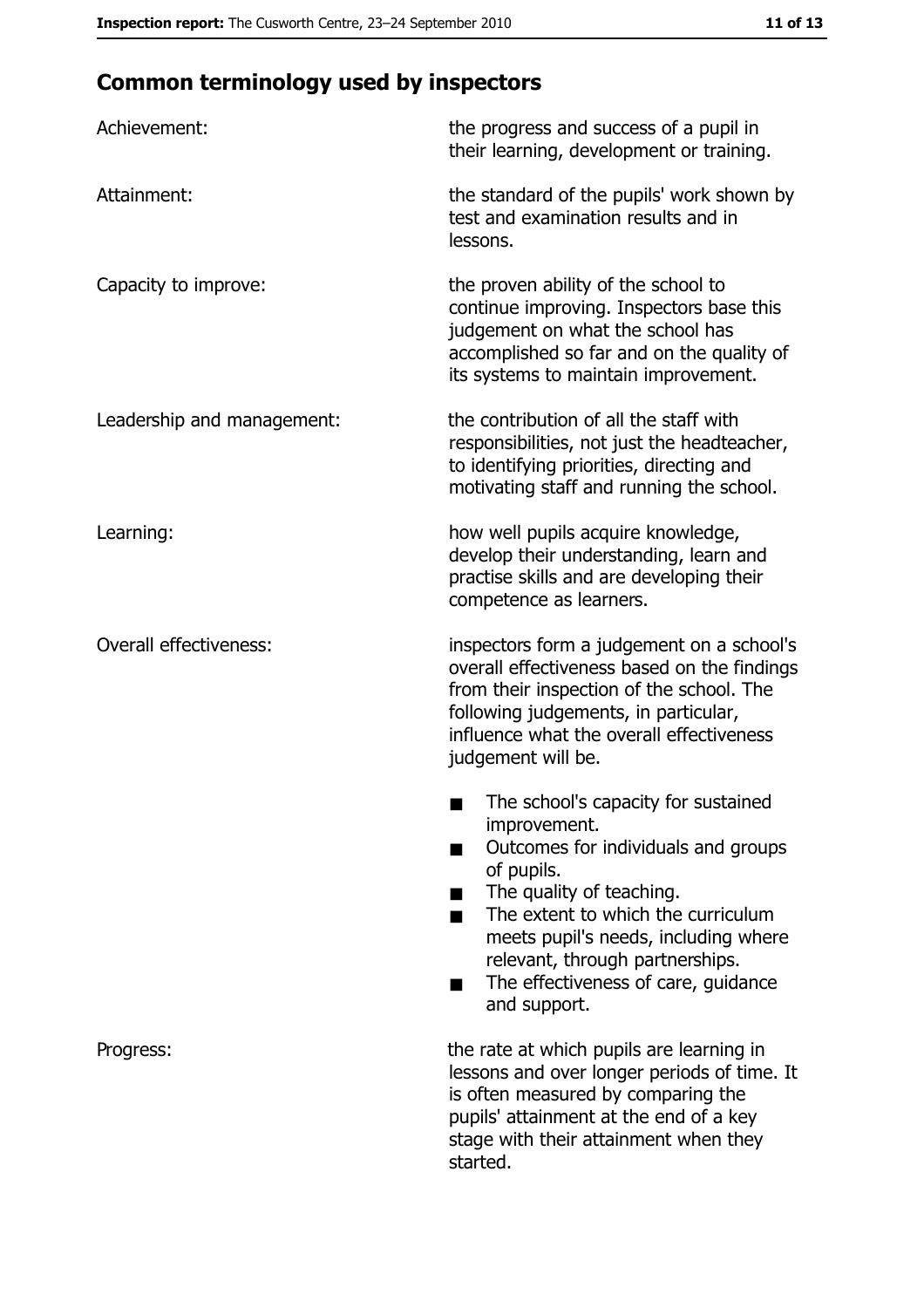## Common terminology used by inspectors

| | |
|---|---|
| Achievement: | the progress and success of a pupil in their learning, development or training. |
| Attainment: | the standard of the pupils' work shown by test and examination results and in lessons. |
| Capacity to improve: | the proven ability of the school to continue improving. Inspectors base this judgement on what the school has accomplished so far and on the quality of its systems to maintain improvement. |
| Leadership and management: | the contribution of all the staff with responsibilities, not just the headteacher, to identifying priorities, directing and motivating staff and running the school. |
| Learning: | how well pupils acquire knowledge, develop their understanding, learn and practise skills and are developing their competence as learners. |
| Overall effectiveness: | inspectors form a judgement on a school's overall effectiveness based on the findings from their inspection of the school. The following judgements, in particular, influence what the overall effectiveness judgement will be.<br>■ The school's capacity for sustained improvement.<br>■ Outcomes for individuals and groups of pupils.<br>■ The quality of teaching.<br>■ The extent to which the curriculum meets pupil's needs, including where relevant, through partnerships.<br>■ The effectiveness of care, guidance and support. |
| Progress: | the rate at which pupils are learning in lessons and over longer periods of time. It is often measured by comparing the pupils' attainment at the end of a key stage with their attainment when they started. |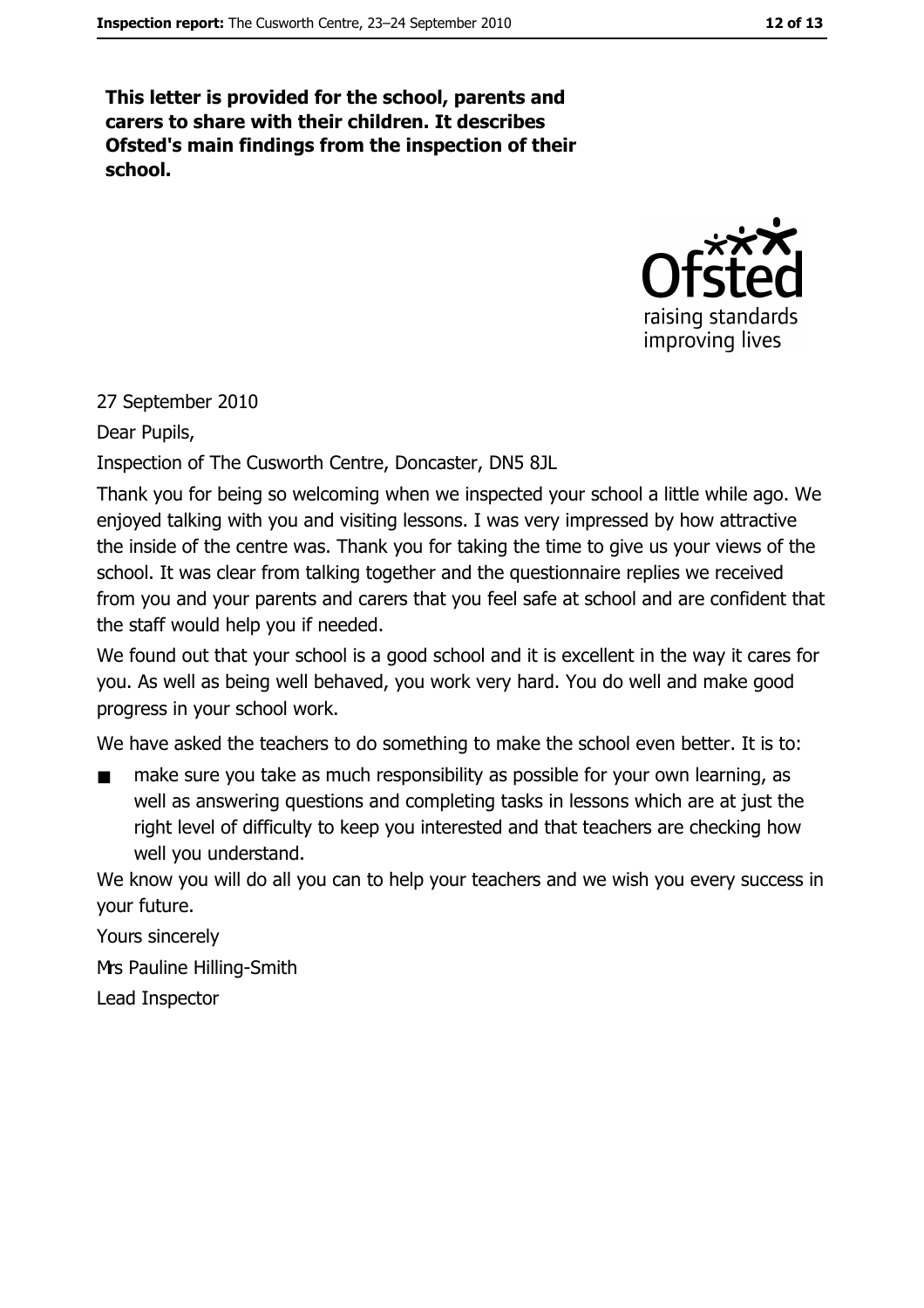**This letter is provided for the school, parents and carers to share with their children. It describes Ofsted's main findings from the inspection of their school.**

27 September 2010

Dear Pupils,

Inspection of The Cusworth Centre, Doncaster, DN5 8JL

Thank you for being so welcoming when we inspected your school a little while ago. We enjoyed talking with you and visiting lessons. I was very impressed by how attractive the inside of the centre was. Thank you for taking the time to give us your views of the school. It was clear from talking together and the questionnaire replies we received from you and your parents and carers that you feel safe at school and are confident that the staff would help you if needed.

We found out that your school is a good school and it is excellent in the way it cares for you. As well as being well behaved, you work very hard. You do well and make good progress in your school work.

We have asked the teachers to do something to make the school even better. It is to:

- make sure you take as much responsibility as possible for your own learning, as well as answering questions and completing tasks in lessons which are at just the right level of difficulty to keep you interested and that teachers are checking how well you understand.

We know you will do all you can to help your teachers and we wish you every success in your future.

Yours sincerely

Mrs Pauline Hilling-Smith

Lead Inspector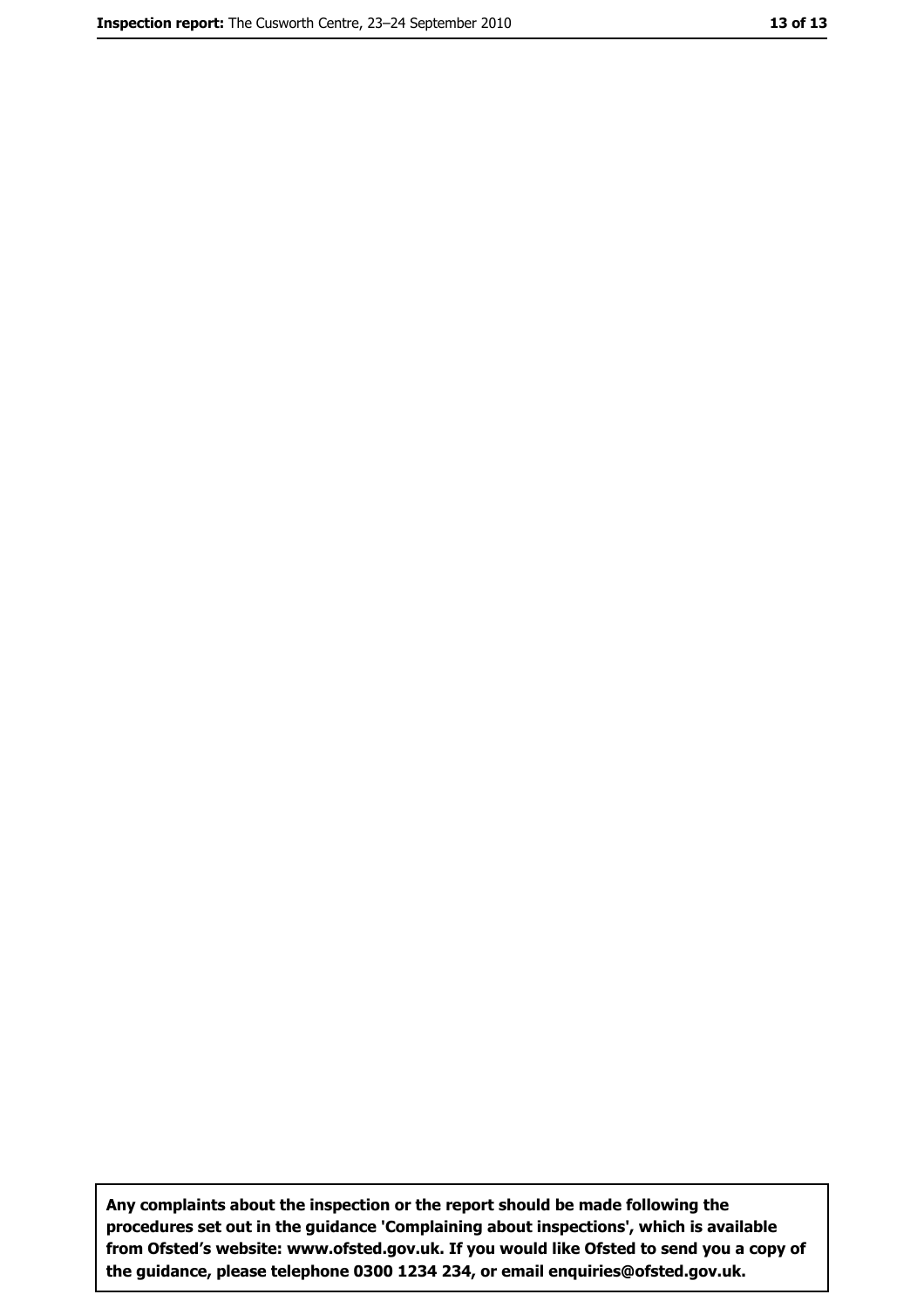**Any complaints about the inspection or the report should be made following the procedures set out in the guidance 'Complaining about inspections', which is available from Ofsted's website: www.ofsted.gov.uk. If you would like Ofsted to send you a copy of the guidance, please telephone 0300 1234 234, or email enquiries@ofsted.gov.uk.**